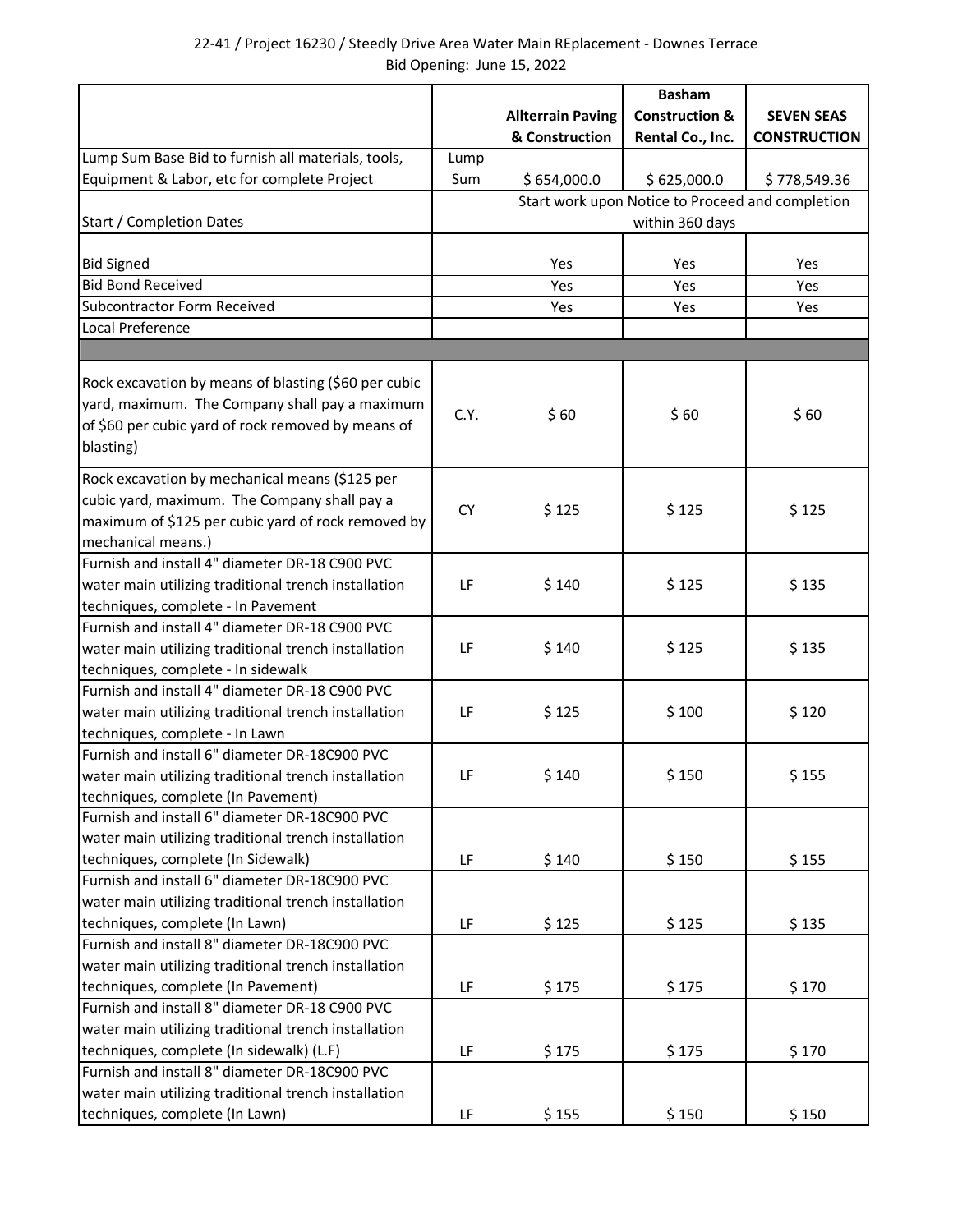22-41 / Project 16230 / Steedly Drive Area Water Main REplacement - Downes Terrace

Bid Opening: June 15, 2022

| | | Allterrain Paving & Construction | Basham Construction & Rental Co., Inc. | SEVEN SEAS CONSTRUCTION |
|---|---|---|---|---|
| Lump Sum Base Bid to furnish all materials, tools, Equipment & Labor, etc for complete Project | Lump Sum | $ 654,000.0 | $ 625,000.0 | $ 778,549.36 |
| Start / Completion Dates | | Start work upon Notice to Proceed and completion within 360 days | | |
| Bid Signed | | Yes | Yes | Yes |
| Bid Bond Received | | Yes | Yes | Yes |
| Subcontractor Form Received | | Yes | Yes | Yes |
| Local Preference | | | | |
| | | | | |
| Rock excavation by means of blasting ($60 per cubic yard, maximum. The Company shall pay a maximum of $60 per cubic yard of rock removed by means of blasting) | C.Y. | $ 60 | $ 60 | $ 60 |
| Rock excavation by mechanical means ($125 per cubic yard, maximum. The Company shall pay a maximum of $125 per cubic yard of rock removed by mechanical means.) | CY | $ 125 | $ 125 | $ 125 |
| Furnish and install 4" diameter DR-18 C900 PVC water main utilizing traditional trench installation techniques, complete - In Pavement | LF | $ 140 | $ 125 | $ 135 |
| Furnish and install 4" diameter DR-18 C900 PVC water main utilizing traditional trench installation techniques, complete - In sidewalk | LF | $ 140 | $ 125 | $ 135 |
| Furnish and install 4" diameter DR-18 C900 PVC water main utilizing traditional trench installation techniques, complete - In Lawn | LF | $ 125 | $ 100 | $ 120 |
| Furnish and install 6" diameter DR-18C900 PVC water main utilizing traditional trench installation techniques, complete (In Pavement) | LF | $ 140 | $ 150 | $ 155 |
| Furnish and install 6" diameter DR-18C900 PVC water main utilizing traditional trench installation techniques, complete (In Sidewalk) | LF | $ 140 | $ 150 | $ 155 |
| Furnish and install 6" diameter DR-18C900 PVC water main utilizing traditional trench installation techniques, complete (In Lawn) | LF | $ 125 | $ 125 | $ 135 |
| Furnish and install 8" diameter DR-18C900 PVC water main utilizing traditional trench installation techniques, complete (In Pavement) | LF | $ 175 | $ 175 | $ 170 |
| Furnish and install 8" diameter DR-18 C900 PVC water main utilizing traditional trench installation techniques, complete (In sidewalk) (L.F) | LF | $ 175 | $ 175 | $ 170 |
| Furnish and install 8" diameter DR-18C900 PVC water main utilizing traditional trench installation techniques, complete (In Lawn) | LF | $ 155 | $ 150 | $ 150 |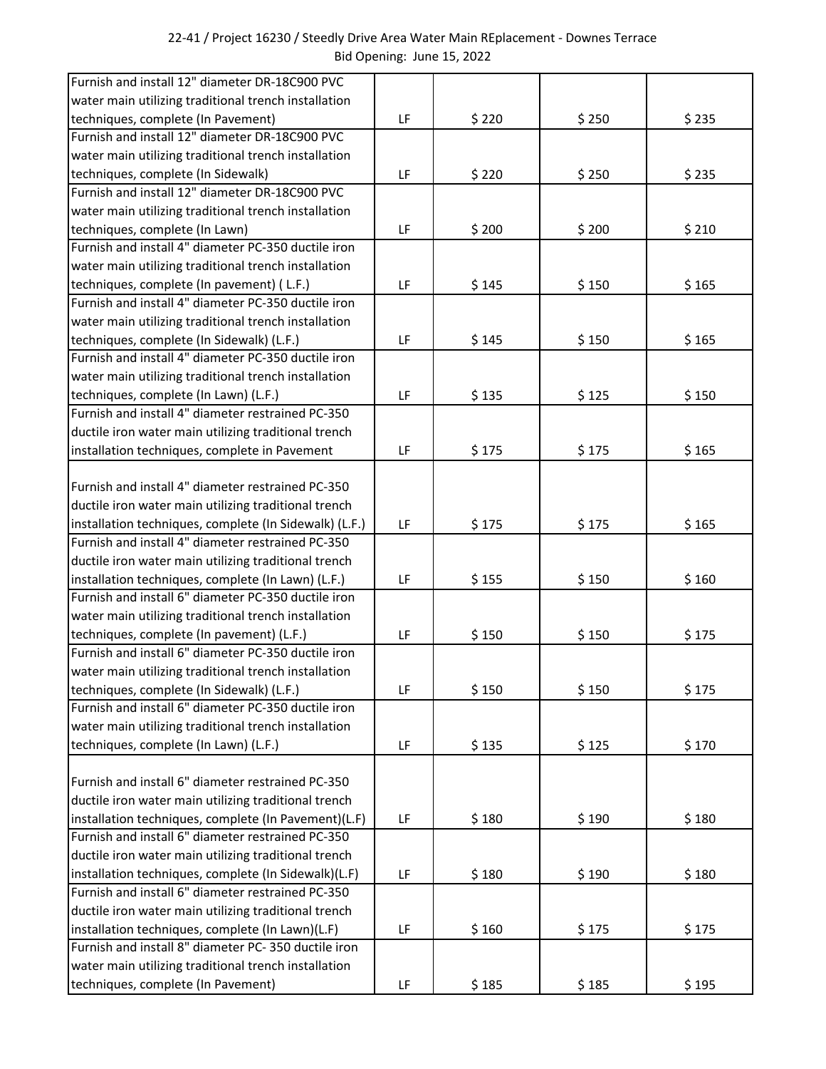22-41 / Project 16230 / Steedly Drive Area Water Main REplacement - Downes Terrace
Bid Opening: June 15, 2022

| | | | | |
|---|---|---|---|---|
| Furnish and install 12" diameter DR-18C900 PVC water main utilizing traditional trench installation techniques, complete (In Pavement) | LF | $ 220 | $ 250 | $ 235 |
| Furnish and install 12" diameter DR-18C900 PVC water main utilizing traditional trench installation techniques, complete (In Sidewalk) | LF | $ 220 | $ 250 | $ 235 |
| Furnish and install 12" diameter DR-18C900 PVC water main utilizing traditional trench installation techniques, complete (In Lawn) | LF | $ 200 | $ 200 | $ 210 |
| Furnish and install 4" diameter PC-350 ductile iron water main utilizing traditional trench installation techniques, complete (In pavement) ( L.F.) | LF | $ 145 | $ 150 | $ 165 |
| Furnish and install 4" diameter PC-350 ductile iron water main utilizing traditional trench installation techniques, complete (In Sidewalk) (L.F.) | LF | $ 145 | $ 150 | $ 165 |
| Furnish and install 4" diameter PC-350 ductile iron water main utilizing traditional trench installation techniques, complete (In Lawn) (L.F.) | LF | $ 135 | $ 125 | $ 150 |
| Furnish and install 4" diameter restrained PC-350 ductile iron water main utilizing traditional trench installation techniques, complete in Pavement | LF | $ 175 | $ 175 | $ 165 |
| Furnish and install 4" diameter restrained PC-350 ductile iron water main utilizing traditional trench installation techniques, complete (In Sidewalk) (L.F.) | LF | $ 175 | $ 175 | $ 165 |
| Furnish and install 4" diameter restrained PC-350 ductile iron water main utilizing traditional trench installation techniques, complete (In Lawn) (L.F.) | LF | $ 155 | $ 150 | $ 160 |
| Furnish and install 6" diameter PC-350 ductile iron water main utilizing traditional trench installation techniques, complete (In pavement) (L.F.) | LF | $ 150 | $ 150 | $ 175 |
| Furnish and install 6" diameter PC-350 ductile iron water main utilizing traditional trench installation techniques, complete (In Sidewalk) (L.F.) | LF | $ 150 | $ 150 | $ 175 |
| Furnish and install 6" diameter PC-350 ductile iron water main utilizing traditional trench installation techniques, complete (In Lawn) (L.F.) | LF | $ 135 | $ 125 | $ 170 |
| Furnish and install 6" diameter restrained PC-350 ductile iron water main utilizing traditional trench installation techniques, complete (In Pavement)(L.F) | LF | $ 180 | $ 190 | $ 180 |
| Furnish and install 6" diameter restrained PC-350 ductile iron water main utilizing traditional trench installation techniques, complete (In Sidewalk)(L.F) | LF | $ 180 | $ 190 | $ 180 |
| Furnish and install 6" diameter restrained PC-350 ductile iron water main utilizing traditional trench installation techniques, complete (In Lawn)(L.F) | LF | $ 160 | $ 175 | $ 175 |
| Furnish and install 8" diameter PC- 350 ductile iron water main utilizing traditional trench installation techniques, complete (In Pavement) | LF | $ 185 | $ 185 | $ 195 |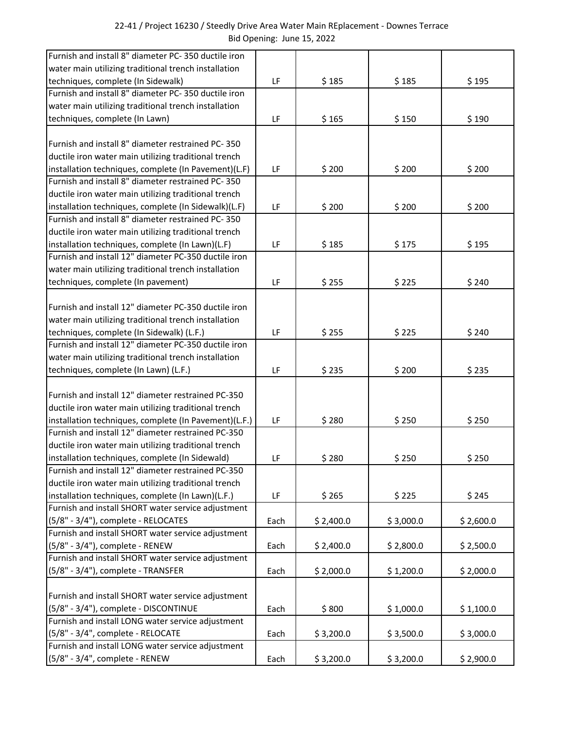22-41 / Project 16230 / Steedly Drive Area Water Main REplacement - Downes Terrace
Bid Opening: June 15, 2022

| | | | | |
|---|---|---|---|---|
| Furnish and install 8" diameter PC- 350 ductile iron water main utilizing traditional trench installation techniques, complete (In Sidewalk) | LF | $ 185 | $ 185 | $ 195 |
| Furnish and install 8" diameter PC- 350 ductile iron water main utilizing traditional trench installation techniques, complete (In Lawn) | LF | $ 165 | $ 150 | $ 190 |
| Furnish and install 8" diameter restrained PC- 350 ductile iron water main utilizing traditional trench installation techniques, complete (In Pavement)(L.F) | LF | $ 200 | $ 200 | $ 200 |
| Furnish and install 8" diameter restrained PC- 350 ductile iron water main utilizing traditional trench installation techniques, complete (In Sidewalk)(L.F) | LF | $ 200 | $ 200 | $ 200 |
| Furnish and install 8" diameter restrained PC- 350 ductile iron water main utilizing traditional trench installation techniques, complete (In Lawn)(L.F) | LF | $ 185 | $ 175 | $ 195 |
| Furnish and install 12" diameter PC-350 ductile iron water main utilizing traditional trench installation techniques, complete (In pavement) | LF | $ 255 | $ 225 | $ 240 |
| Furnish and install 12" diameter PC-350 ductile iron water main utilizing traditional trench installation techniques, complete (In Sidewalk) (L.F.) | LF | $ 255 | $ 225 | $ 240 |
| Furnish and install 12" diameter PC-350 ductile iron water main utilizing traditional trench installation techniques, complete (In Lawn) (L.F.) | LF | $ 235 | $ 200 | $ 235 |
| Furnish and install 12" diameter restrained PC-350 ductile iron water main utilizing traditional trench installation techniques, complete (In Pavement)(L.F.) | LF | $ 280 | $ 250 | $ 250 |
| Furnish and install 12" diameter restrained PC-350 ductile iron water main utilizing traditional trench installation techniques, complete (In Sidewald) | LF | $ 280 | $ 250 | $ 250 |
| Furnish and install 12" diameter restrained PC-350 ductile iron water main utilizing traditional trench installation techniques, complete (In Lawn)(L.F.) | LF | $ 265 | $ 225 | $ 245 |
| Furnish and install SHORT water service adjustment (5/8" - 3/4"), complete - RELOCATES | Each | $ 2,400.0 | $ 3,000.0 | $ 2,600.0 |
| Furnish and install SHORT water service adjustment (5/8" - 3/4"), complete - RENEW | Each | $ 2,400.0 | $ 2,800.0 | $ 2,500.0 |
| Furnish and install SHORT water service adjustment (5/8" - 3/4"), complete - TRANSFER | Each | $ 2,000.0 | $ 1,200.0 | $ 2,000.0 |
| Furnish and install SHORT water service adjustment (5/8" - 3/4"), complete - DISCONTINUE | Each | $ 800 | $ 1,000.0 | $ 1,100.0 |
| Furnish and install LONG water service adjustment (5/8" - 3/4", complete - RELOCATE | Each | $ 3,200.0 | $ 3,500.0 | $ 3,000.0 |
| Furnish and install LONG water service adjustment (5/8" - 3/4", complete - RENEW | Each | $ 3,200.0 | $ 3,200.0 | $ 2,900.0 |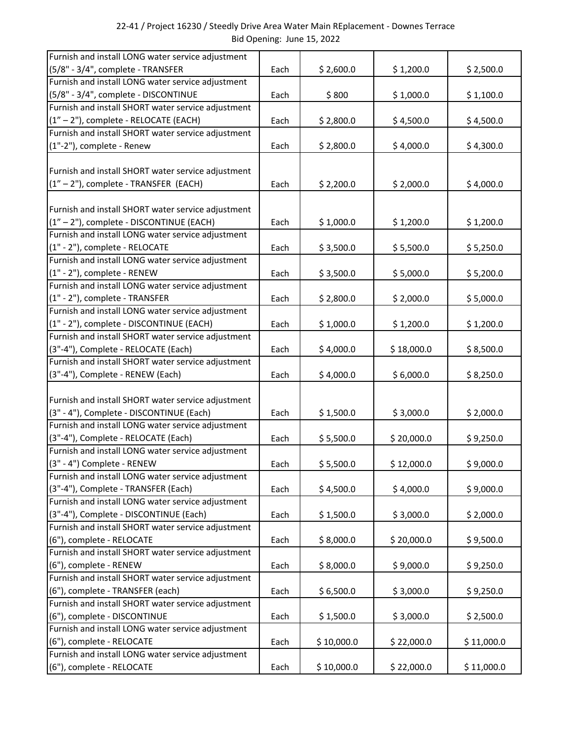| | | | | |
|---|---|---|---|---|
| Furnish and install LONG water service adjustment (5/8" - 3/4", complete - TRANSFER | Each | $ 2,600.0 | $ 1,200.0 | $ 2,500.0 |
| Furnish and install LONG water service adjustment (5/8" - 3/4", complete - DISCONTINUE | Each | $ 800 | $ 1,000.0 | $ 1,100.0 |
| Furnish and install SHORT water service adjustment (1" – 2"), complete - RELOCATE (EACH) | Each | $ 2,800.0 | $ 4,500.0 | $ 4,500.0 |
| Furnish and install SHORT water service adjustment (1"-2"), complete - Renew | Each | $ 2,800.0 | $ 4,000.0 | $ 4,300.0 |
| Furnish and install SHORT water service adjustment (1" – 2"), complete - TRANSFER (EACH) | Each | $ 2,200.0 | $ 2,000.0 | $ 4,000.0 |
| Furnish and install SHORT water service adjustment (1" – 2"), complete - DISCONTINUE (EACH) | Each | $ 1,000.0 | $ 1,200.0 | $ 1,200.0 |
| Furnish and install LONG water service adjustment (1" - 2"), complete - RELOCATE | Each | $ 3,500.0 | $ 5,500.0 | $ 5,250.0 |
| Furnish and install LONG water service adjustment (1" - 2"), complete - RENEW | Each | $ 3,500.0 | $ 5,000.0 | $ 5,200.0 |
| Furnish and install LONG water service adjustment (1" - 2"), complete - TRANSFER | Each | $ 2,800.0 | $ 2,000.0 | $ 5,000.0 |
| Furnish and install LONG water service adjustment (1" - 2"), complete - DISCONTINUE (EACH) | Each | $ 1,000.0 | $ 1,200.0 | $ 1,200.0 |
| Furnish and install SHORT water service adjustment (3"-4"), Complete - RELOCATE (Each) | Each | $ 4,000.0 | $ 18,000.0 | $ 8,500.0 |
| Furnish and install SHORT water service adjustment (3"-4"), Complete - RENEW (Each) | Each | $ 4,000.0 | $ 6,000.0 | $ 8,250.0 |
| Furnish and install SHORT water service adjustment (3" - 4"), Complete - DISCONTINUE (Each) | Each | $ 1,500.0 | $ 3,000.0 | $ 2,000.0 |
| Furnish and install LONG water service adjustment (3"-4"), Complete - RELOCATE (Each) | Each | $ 5,500.0 | $ 20,000.0 | $ 9,250.0 |
| Furnish and install LONG water service adjustment (3" - 4") Complete - RENEW | Each | $ 5,500.0 | $ 12,000.0 | $ 9,000.0 |
| Furnish and install LONG water service adjustment (3"-4"), Complete - TRANSFER (Each) | Each | $ 4,500.0 | $ 4,000.0 | $ 9,000.0 |
| Furnish and install LONG water service adjustment (3"-4"), Complete - DISCONTINUE (Each) | Each | $ 1,500.0 | $ 3,000.0 | $ 2,000.0 |
| Furnish and install SHORT water service adjustment (6"), complete - RELOCATE | Each | $ 8,000.0 | $ 20,000.0 | $ 9,500.0 |
| Furnish and install SHORT water service adjustment (6"), complete - RENEW | Each | $ 8,000.0 | $ 9,000.0 | $ 9,250.0 |
| Furnish and install SHORT water service adjustment (6"), complete - TRANSFER (each) | Each | $ 6,500.0 | $ 3,000.0 | $ 9,250.0 |
| Furnish and install SHORT water service adjustment (6"), complete - DISCONTINUE | Each | $ 1,500.0 | $ 3,000.0 | $ 2,500.0 |
| Furnish and install LONG water service adjustment (6"), complete - RELOCATE | Each | $ 10,000.0 | $ 22,000.0 | $ 11,000.0 |
| Furnish and install LONG water service adjustment (6"), complete - RELOCATE | Each | $ 10,000.0 | $ 22,000.0 | $ 11,000.0 |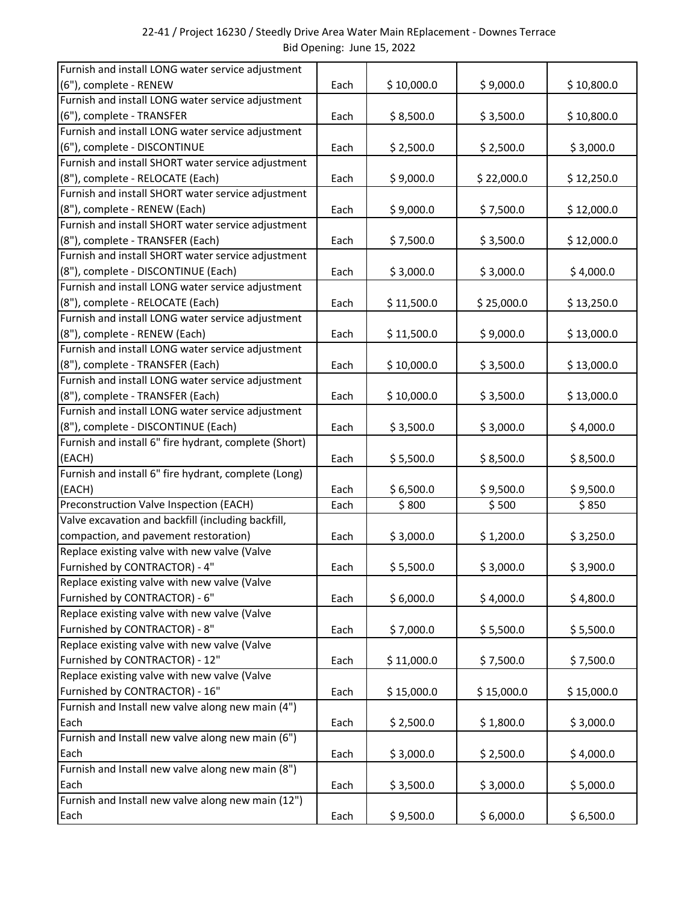22-41 / Project 16230 / Steedly Drive Area Water Main REplacement - Downes Terrace
Bid Opening: June 15, 2022

| | | | | |
|---|---|---|---|---|
| Furnish and install LONG water service adjustment (6"), complete - RENEW | Each | $ 10,000.0 | $ 9,000.0 | $ 10,800.0 |
| Furnish and install LONG water service adjustment (6"), complete - TRANSFER | Each | $ 8,500.0 | $ 3,500.0 | $ 10,800.0 |
| Furnish and install LONG water service adjustment (6"), complete - DISCONTINUE | Each | $ 2,500.0 | $ 2,500.0 | $ 3,000.0 |
| Furnish and install SHORT water service adjustment (8"), complete - RELOCATE (Each) | Each | $ 9,000.0 | $ 22,000.0 | $ 12,250.0 |
| Furnish and install SHORT water service adjustment (8"), complete - RENEW (Each) | Each | $ 9,000.0 | $ 7,500.0 | $ 12,000.0 |
| Furnish and install SHORT water service adjustment (8"), complete - TRANSFER (Each) | Each | $ 7,500.0 | $ 3,500.0 | $ 12,000.0 |
| Furnish and install SHORT water service adjustment (8"), complete - DISCONTINUE (Each) | Each | $ 3,000.0 | $ 3,000.0 | $ 4,000.0 |
| Furnish and install LONG water service adjustment (8"), complete - RELOCATE (Each) | Each | $ 11,500.0 | $ 25,000.0 | $ 13,250.0 |
| Furnish and install LONG water service adjustment (8"), complete - RENEW (Each) | Each | $ 11,500.0 | $ 9,000.0 | $ 13,000.0 |
| Furnish and install LONG water service adjustment (8"), complete - TRANSFER (Each) | Each | $ 10,000.0 | $ 3,500.0 | $ 13,000.0 |
| Furnish and install LONG water service adjustment (8"), complete - TRANSFER (Each) | Each | $ 10,000.0 | $ 3,500.0 | $ 13,000.0 |
| Furnish and install LONG water service adjustment (8"), complete - DISCONTINUE (Each) | Each | $ 3,500.0 | $ 3,000.0 | $ 4,000.0 |
| Furnish and install 6" fire hydrant, complete (Short) (EACH) | Each | $ 5,500.0 | $ 8,500.0 | $ 8,500.0 |
| Furnish and install 6" fire hydrant, complete (Long) (EACH) | Each | $ 6,500.0 | $ 9,500.0 | $ 9,500.0 |
| Preconstruction Valve Inspection (EACH) | Each | $ 800 | $ 500 | $ 850 |
| Valve excavation and backfill (including backfill, compaction, and pavement restoration) | Each | $ 3,000.0 | $ 1,200.0 | $ 3,250.0 |
| Replace existing valve with new valve (Valve Furnished by CONTRACTOR) - 4" | Each | $ 5,500.0 | $ 3,000.0 | $ 3,900.0 |
| Replace existing valve with new valve (Valve Furnished by CONTRACTOR) - 6" | Each | $ 6,000.0 | $ 4,000.0 | $ 4,800.0 |
| Replace existing valve with new valve (Valve Furnished by CONTRACTOR) - 8" | Each | $ 7,000.0 | $ 5,500.0 | $ 5,500.0 |
| Replace existing valve with new valve (Valve Furnished by CONTRACTOR) - 12" | Each | $ 11,000.0 | $ 7,500.0 | $ 7,500.0 |
| Replace existing valve with new valve (Valve Furnished by CONTRACTOR) - 16" | Each | $ 15,000.0 | $ 15,000.0 | $ 15,000.0 |
| Furnish and Install new valve along new main (4") Each | Each | $ 2,500.0 | $ 1,800.0 | $ 3,000.0 |
| Furnish and Install new valve along new main (6") Each | Each | $ 3,000.0 | $ 2,500.0 | $ 4,000.0 |
| Furnish and Install new valve along new main (8") Each | Each | $ 3,500.0 | $ 3,000.0 | $ 5,000.0 |
| Furnish and Install new valve along new main (12") Each | Each | $ 9,500.0 | $ 6,000.0 | $ 6,500.0 |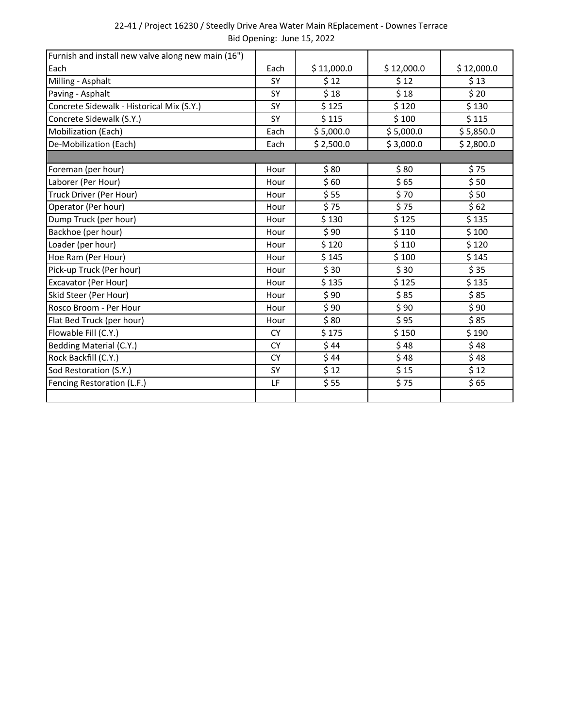22-41 / Project 16230 / Steedly Drive Area Water Main REplacement - Downes Terrace
Bid Opening: June 15, 2022

| | | | | |
|---|---|---|---|---|
| Furnish and install new valve along new main (16") Each | Each | $ 11,000.0 | $ 12,000.0 | $ 12,000.0 |
| Milling - Asphalt | SY | $ 12 | $ 12 | $ 13 |
| Paving - Asphalt | SY | $ 18 | $ 18 | $ 20 |
| Concrete Sidewalk - Historical Mix (S.Y.) | SY | $ 125 | $ 120 | $ 130 |
| Concrete Sidewalk (S.Y.) | SY | $ 115 | $ 100 | $ 115 |
| Mobilization (Each) | Each | $ 5,000.0 | $ 5,000.0 | $ 5,850.0 |
| De-Mobilization (Each) | Each | $ 2,500.0 | $ 3,000.0 | $ 2,800.0 |
| | | | | |
| Foreman (per hour) | Hour | $ 80 | $ 80 | $ 75 |
| Laborer (Per Hour) | Hour | $ 60 | $ 65 | $ 50 |
| Truck Driver (Per Hour) | Hour | $ 55 | $ 70 | $ 50 |
| Operator (Per hour) | Hour | $ 75 | $ 75 | $ 62 |
| Dump Truck (per hour) | Hour | $ 130 | $ 125 | $ 135 |
| Backhoe (per hour) | Hour | $ 90 | $ 110 | $ 100 |
| Loader (per hour) | Hour | $ 120 | $ 110 | $ 120 |
| Hoe Ram (Per Hour) | Hour | $ 145 | $ 100 | $ 145 |
| Pick-up Truck (Per hour) | Hour | $ 30 | $ 30 | $ 35 |
| Excavator (Per Hour) | Hour | $ 135 | $ 125 | $ 135 |
| Skid Steer (Per Hour) | Hour | $ 90 | $ 85 | $ 85 |
| Rosco Broom - Per Hour | Hour | $ 90 | $ 90 | $ 90 |
| Flat Bed Truck (per hour) | Hour | $ 80 | $ 95 | $ 85 |
| Flowable Fill (C.Y.) | CY | $ 175 | $ 150 | $ 190 |
| Bedding Material (C.Y.) | CY | $ 44 | $ 48 | $ 48 |
| Rock Backfill (C.Y.) | CY | $ 44 | $ 48 | $ 48 |
| Sod Restoration (S.Y.) | SY | $ 12 | $ 15 | $ 12 |
| Fencing Restoration (L.F.) | LF | $ 55 | $ 75 | $ 65 |
| | | | | |